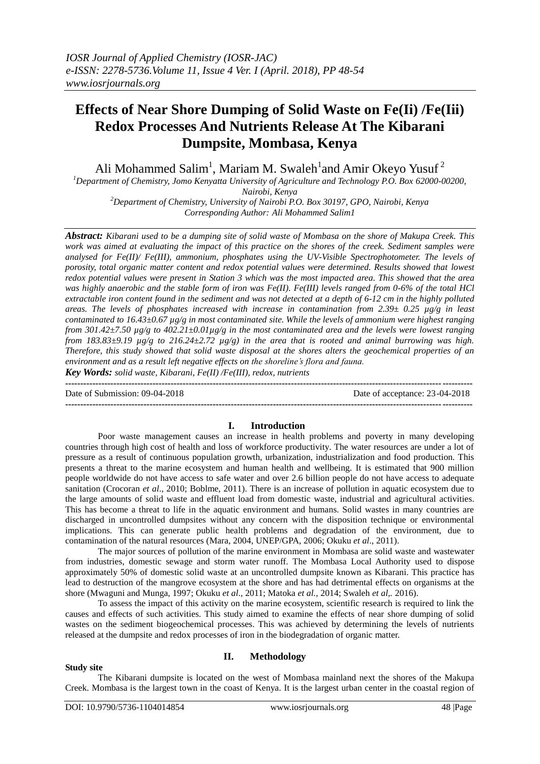# Effects of Near Shore Dumping of Solid Waste on Fe(Ii) /Fe(Iii) Redox Processes And Nutrients Release At The Kibarani Dumpsite, Mombasa, Kenya

Ali Mohammed Salim[1], Mariam M. Swaleh[1] and Amir Okeyo Yusuf [2]

[1]*Department of Chemistry, Jomo Kenyatta University of Agriculture and Technology P.O. Box 62000-00200, Nairobi, Kenya*

[2]*Department of Chemistry, University of Nairobi P.O. Box 30197, GPO, Nairobi, Kenya*

*Corresponding Author: Ali Mohammed Salim1*

***Abstract:*** *Kibarani used to be a dumping site of solid waste of Mombasa on the shore of Makupa Creek. This work was aimed at evaluating the impact of this practice on the shores of the creek. Sediment samples were analysed for Fe(II)/ Fe(III), ammonium, phosphates using the UV-Visible Spectrophotometer. The levels of porosity, total organic matter content and redox potential values were determined. Results showed that lowest redox potential values were present in Station 3 which was the most impacted area. This showed that the area was highly anaerobic and the stable form of iron was Fe(II). Fe(III) levels ranged from 0-6% of the total HCl extractable iron content found in the sediment and was not detected at a depth of 6-12 cm in the highly polluted areas. The levels of phosphates increased with increase in contamination from 2.39± 0.25 µg/g in least contaminated to 16.43±0.67 µg/g in most contaminated site. While the levels of ammonium were highest ranging from 301.42±7.50 µg/g to 402.21±0.01µg/g in the most contaminated area and the levels were lowest ranging from 183.83±9.19 µg/g to 216.24±2.72 µg/g) in the area that is rooted and animal burrowing was high. Therefore, this study showed that solid waste disposal at the shores alters the geochemical properties of an environment and as a result left negative effects on the shoreline's flora and fauna.*

***Key Words:*** *solid waste, Kibarani, Fe(II) /Fe(III), redox, nutrients*

---

Date of Submission: 09-04-2018 Date of acceptance: 23-04-2018

---

## I. Introduction

Poor waste management causes an increase in health problems and poverty in many developing countries through high cost of health and loss of workforce productivity. The water resources are under a lot of pressure as a result of continuous population growth, urbanization, industrialization and food production. This presents a threat to the marine ecosystem and human health and wellbeing. It is estimated that 900 million people worldwide do not have access to safe water and over 2.6 billion people do not have access to adequate sanitation (Crocoran *et al*., 2010; Boblme, 2011). There is an increase of pollution in aquatic ecosystem due to the large amounts of solid waste and effluent load from domestic waste, industrial and agricultural activities. This has become a threat to life in the aquatic environment and humans. Solid wastes in many countries are discharged in uncontrolled dumpsites without any concern with the disposition technique or environmental implications. This can generate public health problems and degradation of the environment, due to contamination of the natural resources (Mara, 2004, UNEP/GPA, 2006; Okuku *et al*., 2011).

The major sources of pollution of the marine environment in Mombasa are solid waste and wastewater from industries, domestic sewage and storm water runoff. The Mombasa Local Authority used to dispose approximately 50% of domestic solid waste at an uncontrolled dumpsite known as Kibarani. This practice has lead to destruction of the mangrove ecosystem at the shore and has had detrimental effects on organisms at the shore (Mwaguni and Munga, 1997; Okuku *et al*., 2011; Matoka *et al.,* 2014; Swaleh *et al,.* 2016).

To assess the impact of this activity on the marine ecosystem, scientific research is required to link the causes and effects of such activities. This study aimed to examine the effects of near shore dumping of solid wastes on the sediment biogeochemical processes. This was achieved by determining the levels of nutrients released at the dumpsite and redox processes of iron in the biodegradation of organic matter.

## II. Methodology

**Study site**

The Kibarani dumpsite is located on the west of Mombasa mainland next the shores of the Makupa Creek. Mombasa is the largest town in the coast of Kenya. It is the largest urban center in the coastal region of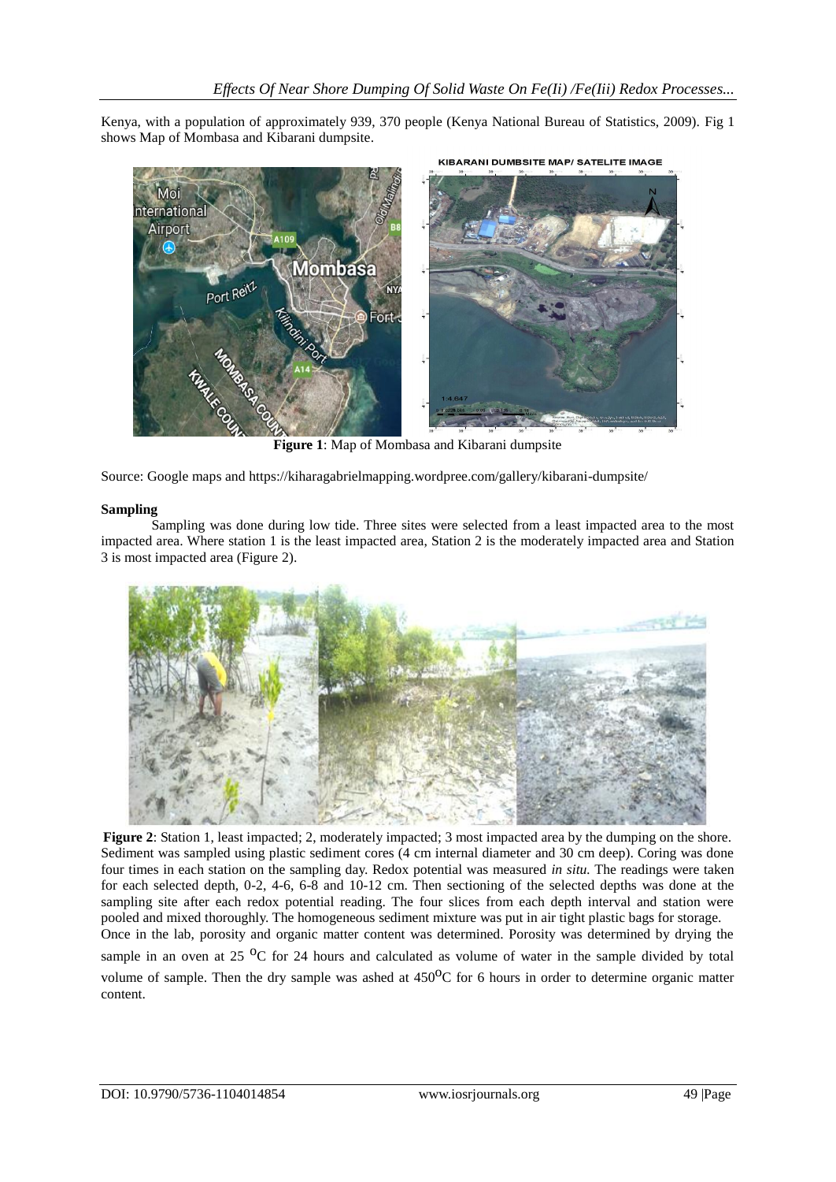Kenya, with a population of approximately 939, 370 people (Kenya National Bureau of Statistics, 2009). Fig 1 shows Map of Mombasa and Kibarani dumpsite.

**Figure 1**: Map of Mombasa and Kibarani dumpsite

Source: Google maps and https://kiharagabrielmapping.wordpree.com/gallery/kibarani-dumpsite/

## Sampling

Sampling was done during low tide. Three sites were selected from a least impacted area to the most impacted area. Where station 1 is the least impacted area, Station 2 is the moderately impacted area and Station 3 is most impacted area (Figure 2).

**Figure 2**: Station 1, least impacted; 2, moderately impacted; 3 most impacted area by the dumping on the shore.

Sediment was sampled using plastic sediment cores (4 cm internal diameter and 30 cm deep). Coring was done four times in each station on the sampling day. Redox potential was measured *in situ.* The readings were taken for each selected depth, 0-2, 4-6, 6-8 and 10-12 cm. Then sectioning of the selected depths was done at the sampling site after each redox potential reading. The four slices from each depth interval and station were pooled and mixed thoroughly. The homogeneous sediment mixture was put in air tight plastic bags for storage.

Once in the lab, porosity and organic matter content was determined. Porosity was determined by drying the sample in an oven at 25 $^{0}$C for 24 hours and calculated as volume of water in the sample divided by total volume of sample. Then the dry sample was ashed at 450$^{0}$C for 6 hours in order to determine organic matter content.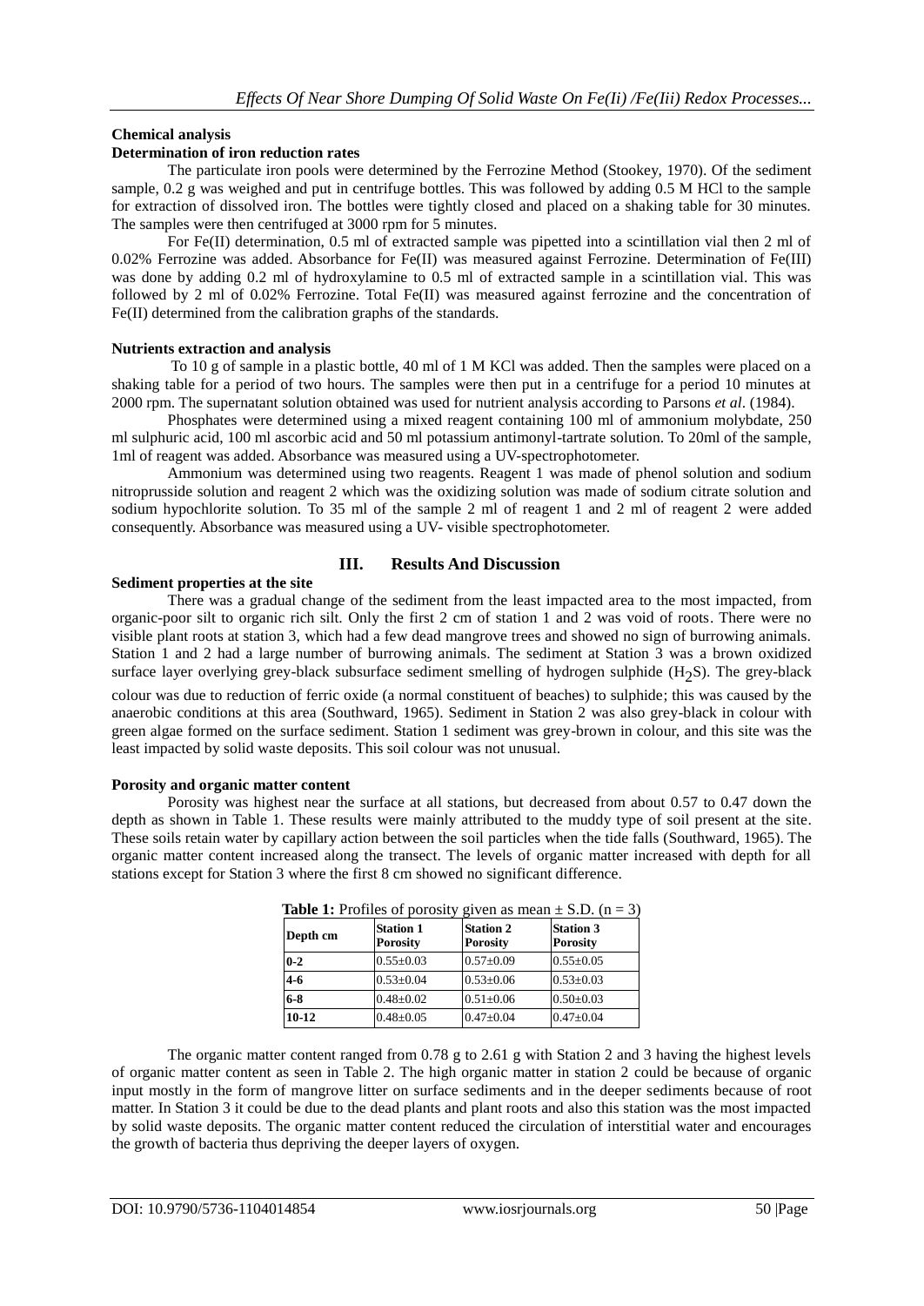**Chemical analysis**

**Determination of iron reduction rates**

The particulate iron pools were determined by the Ferrozine Method (Stookey, 1970). Of the sediment sample, 0.2 g was weighed and put in centrifuge bottles. This was followed by adding 0.5 M HCl to the sample for extraction of dissolved iron. The bottles were tightly closed and placed on a shaking table for 30 minutes. The samples were then centrifuged at 3000 rpm for 5 minutes.

For Fe(II) determination, 0.5 ml of extracted sample was pipetted into a scintillation vial then 2 ml of 0.02% Ferrozine was added. Absorbance for Fe(II) was measured against Ferrozine. Determination of Fe(III) was done by adding 0.2 ml of hydroxylamine to 0.5 ml of extracted sample in a scintillation vial. This was followed by 2 ml of 0.02% Ferrozine. Total Fe(II) was measured against ferrozine and the concentration of Fe(II) determined from the calibration graphs of the standards.

**Nutrients extraction and analysis**

To 10 g of sample in a plastic bottle, 40 ml of 1 M KCl was added. Then the samples were placed on a shaking table for a period of two hours. The samples were then put in a centrifuge for a period 10 minutes at 2000 rpm. The supernatant solution obtained was used for nutrient analysis according to Parsons *et al*. (1984).

Phosphates were determined using a mixed reagent containing 100 ml of ammonium molybdate, 250 ml sulphuric acid, 100 ml ascorbic acid and 50 ml potassium antimonyl-tartrate solution. To 20ml of the sample, 1ml of reagent was added. Absorbance was measured using a UV-spectrophotometer.

Ammonium was determined using two reagents. Reagent 1 was made of phenol solution and sodium nitroprusside solution and reagent 2 which was the oxidizing solution was made of sodium citrate solution and sodium hypochlorite solution. To 35 ml of the sample 2 ml of reagent 1 and 2 ml of reagent 2 were added consequently. Absorbance was measured using a UV- visible spectrophotometer.

## III. Results And Discussion

**Sediment properties at the site**

There was a gradual change of the sediment from the least impacted area to the most impacted, from organic-poor silt to organic rich silt. Only the first 2 cm of station 1 and 2 was void of roots. There were no visible plant roots at station 3, which had a few dead mangrove trees and showed no sign of burrowing animals. Station 1 and 2 had a large number of burrowing animals. The sediment at Station 3 was a brown oxidized surface layer overlying grey-black subsurface sediment smelling of hydrogen sulphide ($H_2S$). The grey-black colour was due to reduction of ferric oxide (a normal constituent of beaches) to sulphide; this was caused by the anaerobic conditions at this area (Southward, 1965). Sediment in Station 2 was also grey-black in colour with green algae formed on the surface sediment. Station 1 sediment was grey-brown in colour, and this site was the least impacted by solid waste deposits. This soil colour was not unusual.

**Porosity and organic matter content**

Porosity was highest near the surface at all stations, but decreased from about 0.57 to 0.47 down the depth as shown in Table 1. These results were mainly attributed to the muddy type of soil present at the site. These soils retain water by capillary action between the soil particles when the tide falls (Southward, 1965). The organic matter content increased along the transect. The levels of organic matter increased with depth for all stations except for Station 3 where the first 8 cm showed no significant difference.

**Table 1:** Profiles of porosity given as mean ± S.D. (n = 3)

| Depth cm | Station 1 Porosity | Station 2 Porosity | Station 3 Porosity |
|---|---|---|---|
| 0-2 | 0.55±0.03 | 0.57±0.09 | 0.55±0.05 |
| 4-6 | 0.53±0.04 | 0.53±0.06 | 0.53±0.03 |
| 6-8 | 0.48±0.02 | 0.51±0.06 | 0.50±0.03 |
| 10-12 | 0.48±0.05 | 0.47±0.04 | 0.47±0.04 |

The organic matter content ranged from 0.78 g to 2.61 g with Station 2 and 3 having the highest levels of organic matter content as seen in Table 2. The high organic matter in station 2 could be because of organic input mostly in the form of mangrove litter on surface sediments and in the deeper sediments because of root matter. In Station 3 it could be due to the dead plants and plant roots and also this station was the most impacted by solid waste deposits. The organic matter content reduced the circulation of interstitial water and encourages the growth of bacteria thus depriving the deeper layers of oxygen.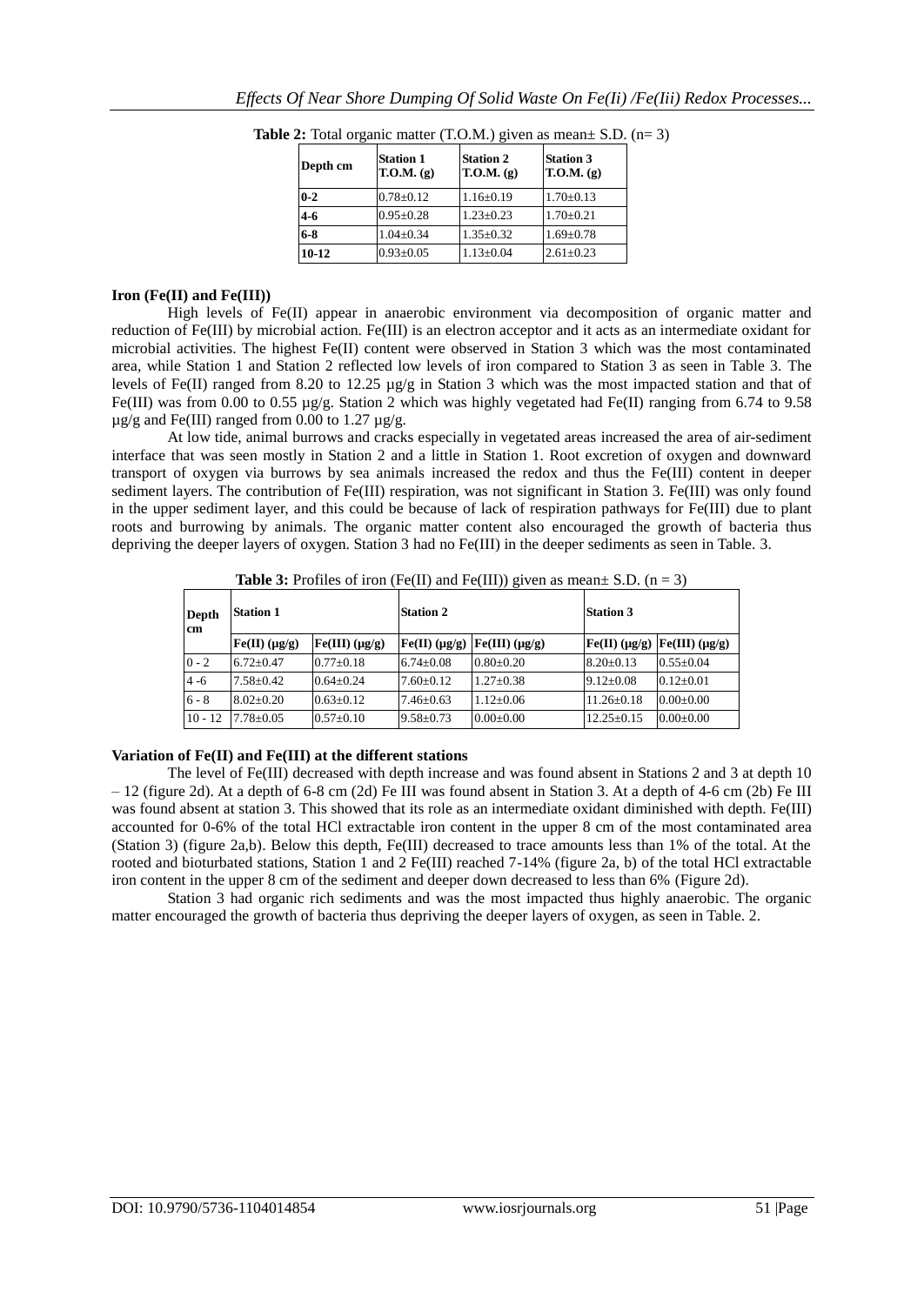**Table 2:** Total organic matter (T.O.M.) given as mean± S.D. (n= 3)

| Depth cm | Station 1 T.O.M. (g) | Station 2 T.O.M. (g) | Station 3 T.O.M. (g) |
|---|---|---|---|
| 0-2 | 0.78±0.12 | 1.16±0.19 | 1.70±0.13 |
| 4-6 | 0.95±0.28 | 1.23±0.23 | 1.70±0.21 |
| 6-8 | 1.04±0.34 | 1.35±0.32 | 1.69±0.78 |
| 10-12 | 0.93±0.05 | 1.13±0.04 | 2.61±0.23 |

**Iron (Fe(II) and Fe(III))**

High levels of Fe(II) appear in anaerobic environment via decomposition of organic matter and reduction of Fe(III) by microbial action. Fe(III) is an electron acceptor and it acts as an intermediate oxidant for microbial activities. The highest Fe(II) content were observed in Station 3 which was the most contaminated area, while Station 1 and Station 2 reflected low levels of iron compared to Station 3 as seen in Table 3. The levels of Fe(II) ranged from 8.20 to 12.25 µg/g in Station 3 which was the most impacted station and that of Fe(III) was from 0.00 to 0.55 µg/g. Station 2 which was highly vegetated had Fe(II) ranging from 6.74 to 9.58 µg/g and Fe(III) ranged from 0.00 to 1.27 µg/g.

At low tide, animal burrows and cracks especially in vegetated areas increased the area of air-sediment interface that was seen mostly in Station 2 and a little in Station 1. Root excretion of oxygen and downward transport of oxygen via burrows by sea animals increased the redox and thus the Fe(III) content in deeper sediment layers. The contribution of Fe(III) respiration, was not significant in Station 3. Fe(III) was only found in the upper sediment layer, and this could be because of lack of respiration pathways for Fe(III) due to plant roots and burrowing by animals. The organic matter content also encouraged the growth of bacteria thus depriving the deeper layers of oxygen. Station 3 had no Fe(III) in the deeper sediments as seen in Table. 3.

**Table 3:** Profiles of iron (Fe(II) and Fe(III)) given as mean± S.D. (n = 3)

| Depth cm | Station 1 | | Station 2 | | Station 3 | |
|---|---|---|---|---|---|---|
| | Fe(II) (µg/g) | Fe(III) (µg/g) | Fe(II) (µg/g) | Fe(III) (µg/g) | Fe(II) (µg/g) | Fe(III) (µg/g) |
| 0 - 2 | 6.72±0.47 | 0.77±0.18 | 6.74±0.08 | 0.80±0.20 | 8.20±0.13 | 0.55±0.04 |
| 4 -6 | 7.58±0.42 | 0.64±0.24 | 7.60±0.12 | 1.27±0.38 | 9.12±0.08 | 0.12±0.01 |
| 6 - 8 | 8.02±0.20 | 0.63±0.12 | 7.46±0.63 | 1.12±0.06 | 11.26±0.18 | 0.00±0.00 |
| 10 - 12 | 7.78±0.05 | 0.57±0.10 | 9.58±0.73 | 0.00±0.00 | 12.25±0.15 | 0.00±0.00 |

**Variation of Fe(II) and Fe(III) at the different stations**

The level of Fe(III) decreased with depth increase and was found absent in Stations 2 and 3 at depth 10 – 12 (figure 2d). At a depth of 6-8 cm (2d) Fe III was found absent in Station 3. At a depth of 4-6 cm (2b) Fe III was found absent at station 3. This showed that its role as an intermediate oxidant diminished with depth. Fe(III) accounted for 0-6% of the total HCl extractable iron content in the upper 8 cm of the most contaminated area (Station 3) (figure 2a,b). Below this depth, Fe(III) decreased to trace amounts less than 1% of the total. At the rooted and bioturbated stations, Station 1 and 2 Fe(III) reached 7-14% (figure 2a, b) of the total HCl extractable iron content in the upper 8 cm of the sediment and deeper down decreased to less than 6% (Figure 2d).

Station 3 had organic rich sediments and was the most impacted thus highly anaerobic. The organic matter encouraged the growth of bacteria thus depriving the deeper layers of oxygen, as seen in Table. 2.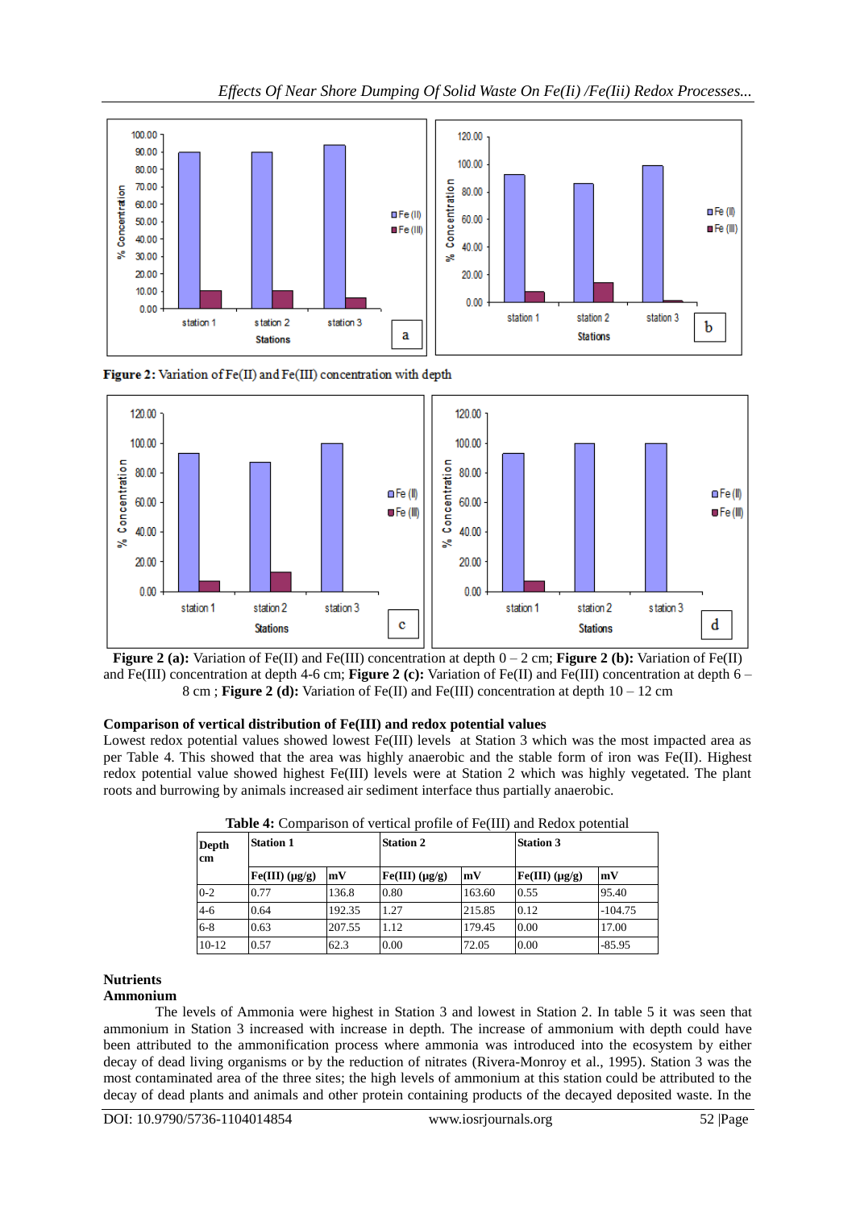Figure 2: Variation of Fe(II) and Fe(III) concentration with depth

**Figure 2 (a):** Variation of Fe(II) and Fe(III) concentration at depth 0 – 2 cm; **Figure 2 (b):** Variation of Fe(II) and Fe(III) concentration at depth 4-6 cm; **Figure 2 (c):** Variation of Fe(II) and Fe(III) concentration at depth 6 – 8 cm ; **Figure 2 (d):** Variation of Fe(II) and Fe(III) concentration at depth 10 – 12 cm

**Comparison of vertical distribution of Fe(III) and redox potential values**

Lowest redox potential values showed lowest Fe(III) levels at Station 3 which was the most impacted area as per Table 4. This showed that the area was highly anaerobic and the stable form of iron was Fe(II). Highest redox potential value showed highest Fe(III) levels were at Station 2 which was highly vegetated. The plant roots and burrowing by animals increased air sediment interface thus partially anaerobic.

**Table 4:** Comparison of vertical profile of Fe(III) and Redox potential

| Depth cm | Station 1 | | Station 2 | | Station 3 | |
|---|---|---|---|---|---|---|
| | Fe(III) (μg/g) | mV | Fe(III) (μg/g) | mV | Fe(III) (μg/g) | mV |
| 0-2 | 0.77 | 136.8 | 0.80 | 163.60 | 0.55 | 95.40 |
| 4-6 | 0.64 | 192.35 | 1.27 | 215.85 | 0.12 | -104.75 |
| 6-8 | 0.63 | 207.55 | 1.12 | 179.45 | 0.00 | 17.00 |
| 10-12 | 0.57 | 62.3 | 0.00 | 72.05 | 0.00 | -85.95 |

**Nutrients**

**Ammonium**

The levels of Ammonia were highest in Station 3 and lowest in Station 2. In table 5 it was seen that ammonium in Station 3 increased with increase in depth. The increase of ammonium with depth could have been attributed to the ammonification process where ammonia was introduced into the ecosystem by either decay of dead living organisms or by the reduction of nitrates (Rivera-Monroy et al., 1995). Station 3 was the most contaminated area of the three sites; the high levels of ammonium at this station could be attributed to the decay of dead plants and animals and other protein containing products of the decayed deposited waste. In the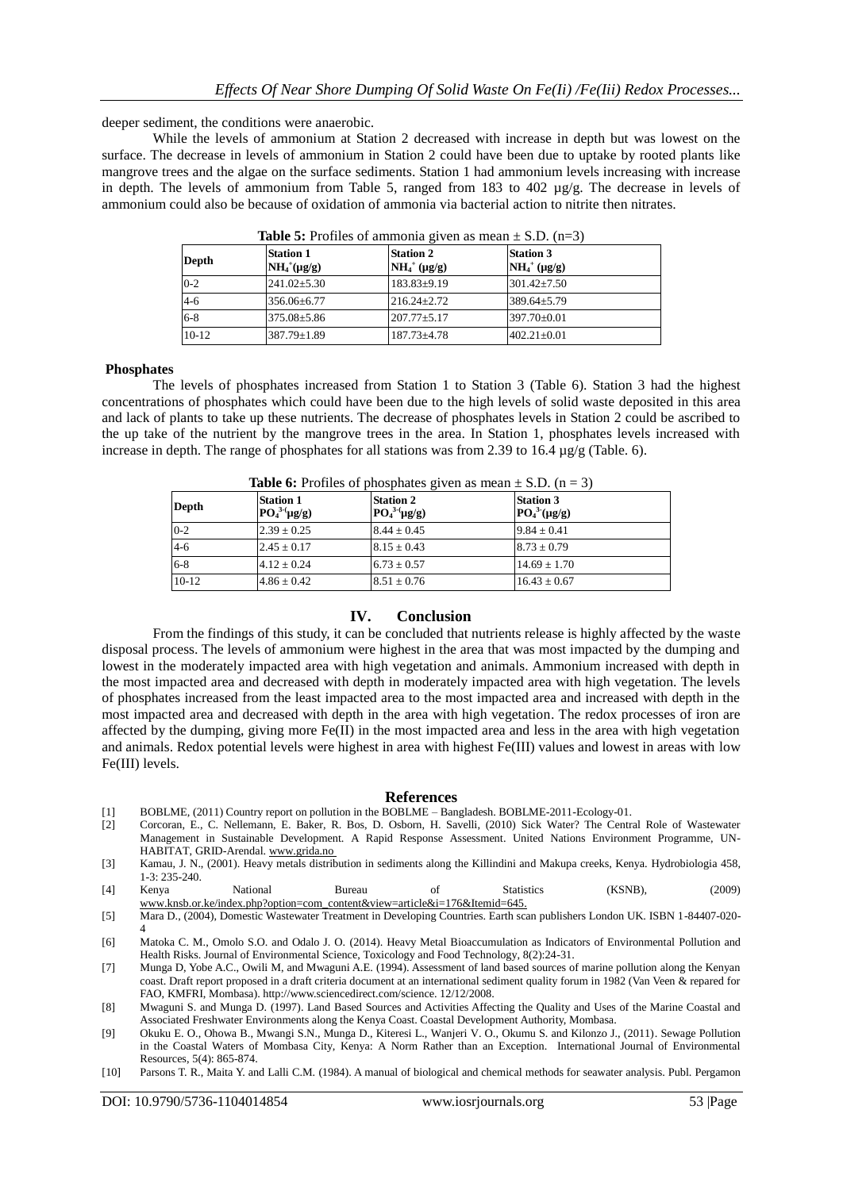deeper sediment, the conditions were anaerobic.

While the levels of ammonium at Station 2 decreased with increase in depth but was lowest on the surface. The decrease in levels of ammonium in Station 2 could have been due to uptake by rooted plants like mangrove trees and the algae on the surface sediments. Station 1 had ammonium levels increasing with increase in depth. The levels of ammonium from Table 5, ranged from 183 to 402 µg/g. The decrease in levels of ammonium could also be because of oxidation of ammonia via bacterial action to nitrite then nitrates.

**Table 5:** Profiles of ammonia given as mean ± S.D. (n=3)

| Depth | Station 1 $NH_4^+$(µg/g) | Station 2 $NH_4^+$ (µg/g) | Station 3 $NH_4^+$ (µg/g) |
|---|---|---|---|
| 0-2 | 241.02±5.30 | 183.83±9.19 | 301.42±7.50 |
| 4-6 | 356.06±6.77 | 216.24±2.72 | 389.64±5.79 |
| 6-8 | 375.08±5.86 | 207.77±5.17 | 397.70±0.01 |
| 10-12 | 387.79±1.89 | 187.73±4.78 | 402.21±0.01 |

**Phosphates**

The levels of phosphates increased from Station 1 to Station 3 (Table 6). Station 3 had the highest concentrations of phosphates which could have been due to the high levels of solid waste deposited in this area and lack of plants to take up these nutrients. The decrease of phosphates levels in Station 2 could be ascribed to the up take of the nutrient by the mangrove trees in the area. In Station 1, phosphates levels increased with increase in depth. The range of phosphates for all stations was from 2.39 to 16.4 µg/g (Table. 6).

**Table 6:** Profiles of phosphates given as mean ± S.D. (n = 3)

| Depth | Station 1 $PO_4^{3-}$(µg/g) | Station 2 $PO_4^{3-}$(µg/g) | Station 3 $PO_4^{3-}$(µg/g) |
|---|---|---|---|
| 0-2 | 2.39 ± 0.25 | 8.44 ± 0.45 | 9.84 ± 0.41 |
| 4-6 | 2.45 ± 0.17 | 8.15 ± 0.43 | 8.73 ± 0.79 |
| 6-8 | 4.12 ± 0.24 | 6.73 ± 0.57 | 14.69 ± 1.70 |
| 10-12 | 4.86 ± 0.42 | 8.51 ± 0.76 | 16.43 ± 0.67 |

## IV. Conclusion

From the findings of this study, it can be concluded that nutrients release is highly affected by the waste disposal process. The levels of ammonium were highest in the area that was most impacted by the dumping and lowest in the moderately impacted area with high vegetation and animals. Ammonium increased with depth in the most impacted area and decreased with depth in moderately impacted area with high vegetation. The levels of phosphates increased from the least impacted area to the most impacted area and increased with depth in the most impacted area and decreased with depth in the area with high vegetation. The redox processes of iron are affected by the dumping, giving more Fe(II) in the most impacted area and less in the area with high vegetation and animals. Redox potential levels were highest in area with highest Fe(III) values and lowest in areas with low Fe(III) levels.

## References

[1] BOBLME, (2011) Country report on pollution in the BOBLME – Bangladesh. BOBLME-2011-Ecology-01.

[2] Corcoran, E., C. Nellemann, E. Baker, R. Bos, D. Osborn, H. Savelli, (2010) Sick Water? The Central Role of Wastewater Management in Sustainable Development. A Rapid Response Assessment. United Nations Environment Programme, UN-HABITAT, GRID-Arendal. www.grida.no

[3] Kamau, J. N., (2001). Heavy metals distribution in sediments along the Killindini and Makupa creeks, Kenya. Hydrobiologia 458, 1-3: 235-240.

[4] Kenya National Bureau of Statistics (KSNB), (2009) www.knsb.or.ke/index.php?option=com_content&view=article&i=176&Itemid=645.

[5] Mara D., (2004), Domestic Wastewater Treatment in Developing Countries. Earth scan publishers London UK. ISBN 1-84407-020-4

[6] Matoka C. M., Omolo S.O. and Odalo J. O. (2014). Heavy Metal Bioaccumulation as Indicators of Environmental Pollution and Health Risks. Journal of Environmental Science, Toxicology and Food Technology, 8(2):24-31.

[7] Munga D, Yobe A.C., Owili M, and Mwaguni A.E. (1994). Assessment of land based sources of marine pollution along the Kenyan coast. Draft report proposed in a draft criteria document at an international sediment quality forum in 1982 (Van Veen & repared for FAO, KMFRI, Mombasa). http://www.sciencedirect.com/science. 12/12/2008.

[8] Mwaguni S. and Munga D. (1997). Land Based Sources and Activities Affecting the Quality and Uses of the Marine Coastal and Associated Freshwater Environments along the Kenya Coast. Coastal Development Authority, Mombasa.

[9] Okuku E. O., Ohowa B., Mwangi S.N., Munga D., Kiteresi L., Wanjeri V. O., Okumu S. and Kilonzo J., (2011). Sewage Pollution in the Coastal Waters of Mombasa City, Kenya: A Norm Rather than an Exception. International Journal of Environmental Resources, 5(4): 865-874.

[10] Parsons T. R., Maita Y. and Lalli C.M. (1984). A manual of biological and chemical methods for seawater analysis. Publ. Pergamon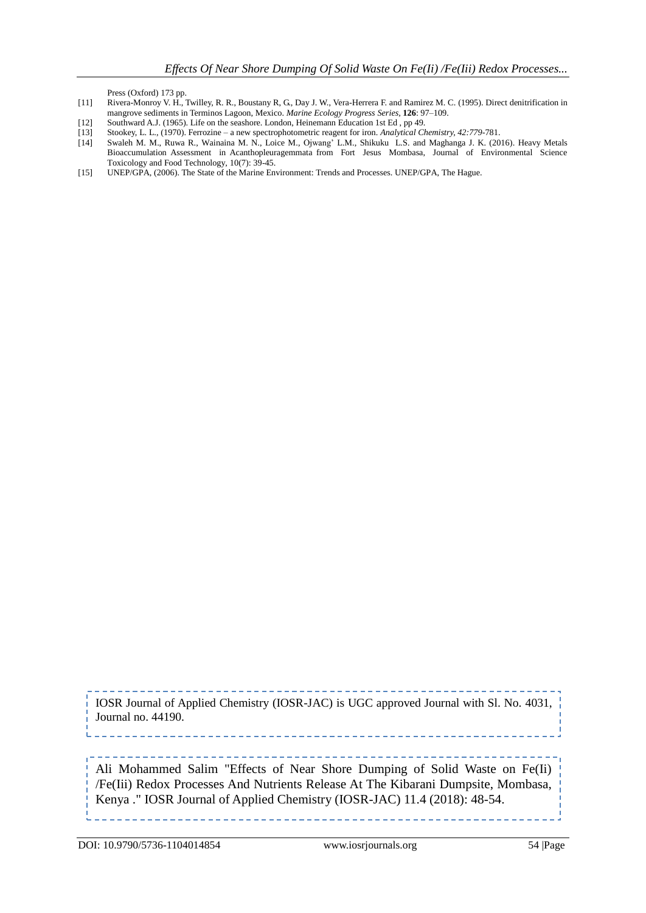Press (Oxford) 173 pp.

[11] Rivera-Monroy V. H., Twilley, R. R., Boustany R, G., Day J. W., Vera-Herrera F. and Ramirez M. C. (1995). Direct denitrification in mangrove sediments in Terminos Lagoon, Mexico. *Marine Ecology Progress Series*, **126**: 97–109.

[12] Southward A.J. (1965). Life on the seashore. London, Heinemann Education 1st Ed , pp 49.

[13] Stookey, L. L., (1970). Ferrozine – a new spectrophotometric reagent for iron. *Analytical Chemistry, 42:779*-781.

[14] Swaleh M. M., Ruwa R., Wainaina M. N., Loice M., Ojwang' L.M., Shikuku L.S. and Maghanga J. K. (2016). Heavy Metals Bioaccumulation Assessment in Acanthopleuragemmata from Fort Jesus Mombasa, Journal of Environmental Science Toxicology and Food Technology, 10(7): 39-45.

[15] UNEP/GPA, (2006). The State of the Marine Environment: Trends and Processes. UNEP/GPA, The Hague.

IOSR Journal of Applied Chemistry (IOSR-JAC) is UGC approved Journal with Sl. No. 4031, Journal no. 44190.

Ali Mohammed Salim "Effects of Near Shore Dumping of Solid Waste on Fe(Ii) /Fe(Iii) Redox Processes And Nutrients Release At The Kibarani Dumpsite, Mombasa, Kenya ." IOSR Journal of Applied Chemistry (IOSR-JAC) 11.4 (2018): 48-54.